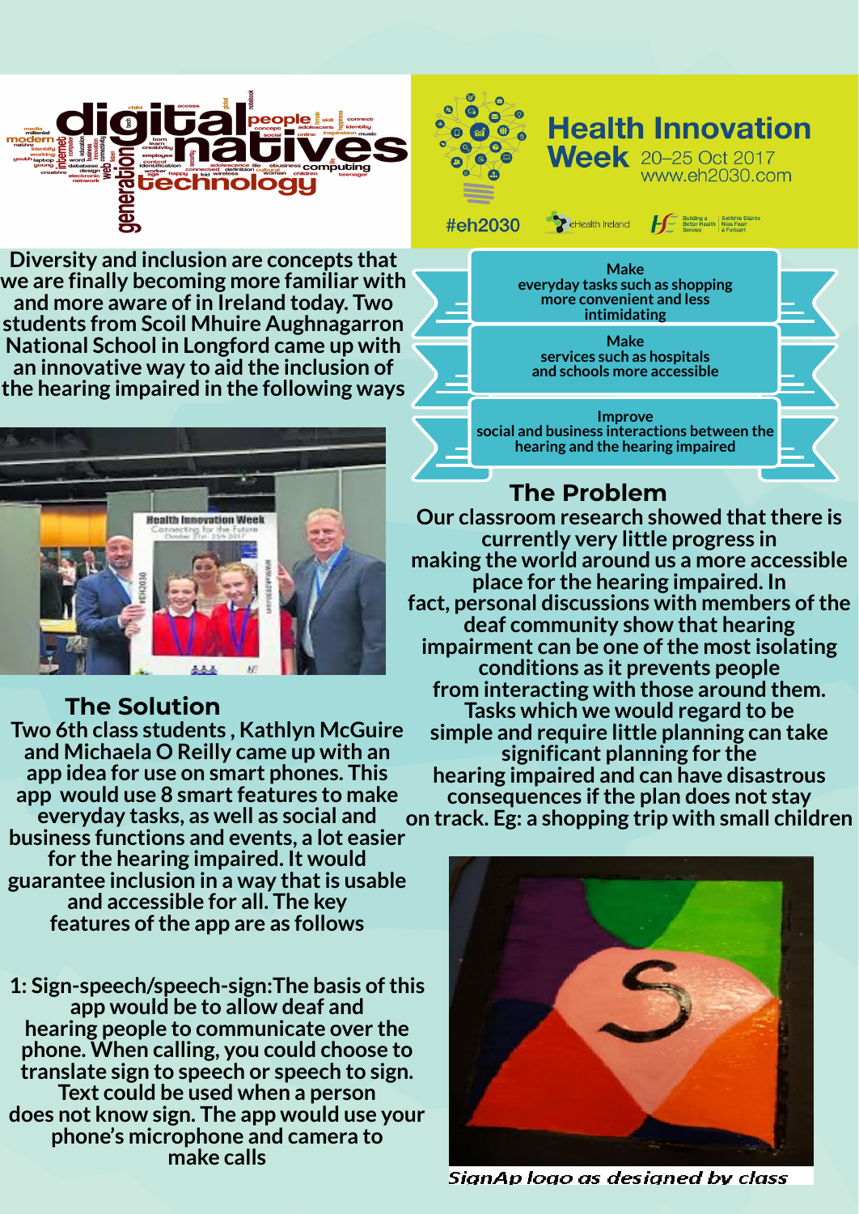Health Innovation Week 20–25 Oct 2017
www.eh2030.com
#eh2030

Diversity and inclusion are concepts that we are finally becoming more familiar with and more aware of in Ireland today. Two students from Scoil Mhuire Aughnagarron National School in Longford came up with an innovative way to aid the inclusion of the hearing impaired in the following ways

- Make everyday tasks such as shopping more convenient and less intimidating
- Make services such as hospitals and schools more accessible
- Improve social and business interactions between the hearing and the hearing impaired

## The Problem

Our classroom research showed that there is currently very little progress in making the world around us a more accessible place for the hearing impaired. In fact, personal discussions with members of the deaf community show that hearing impairment can be one of the most isolating conditions as it prevents people from interacting with those around them. Tasks which we would regard to be simple and require little planning can take significant planning for the hearing impaired and can have disastrous consequences if the plan does not stay on track. Eg: a shopping trip with small children

## The Solution

Two 6th class students , Kathlyn McGuire and Michaela O Reilly came up with an app idea for use on smart phones. This app would use 8 smart features to make everyday tasks, as well as social and business functions and events, a lot easier for the hearing impaired. It would guarantee inclusion in a way that is usable and accessible for all. The key features of the app are as follows

1: Sign-speech/speech-sign:The basis of this app would be to allow deaf and hearing people to communicate over the phone. When calling, you could choose to translate sign to speech or speech to sign. Text could be used when a person does not know sign. The app would use your phone's microphone and camera to make calls

SignAp logo as designed by class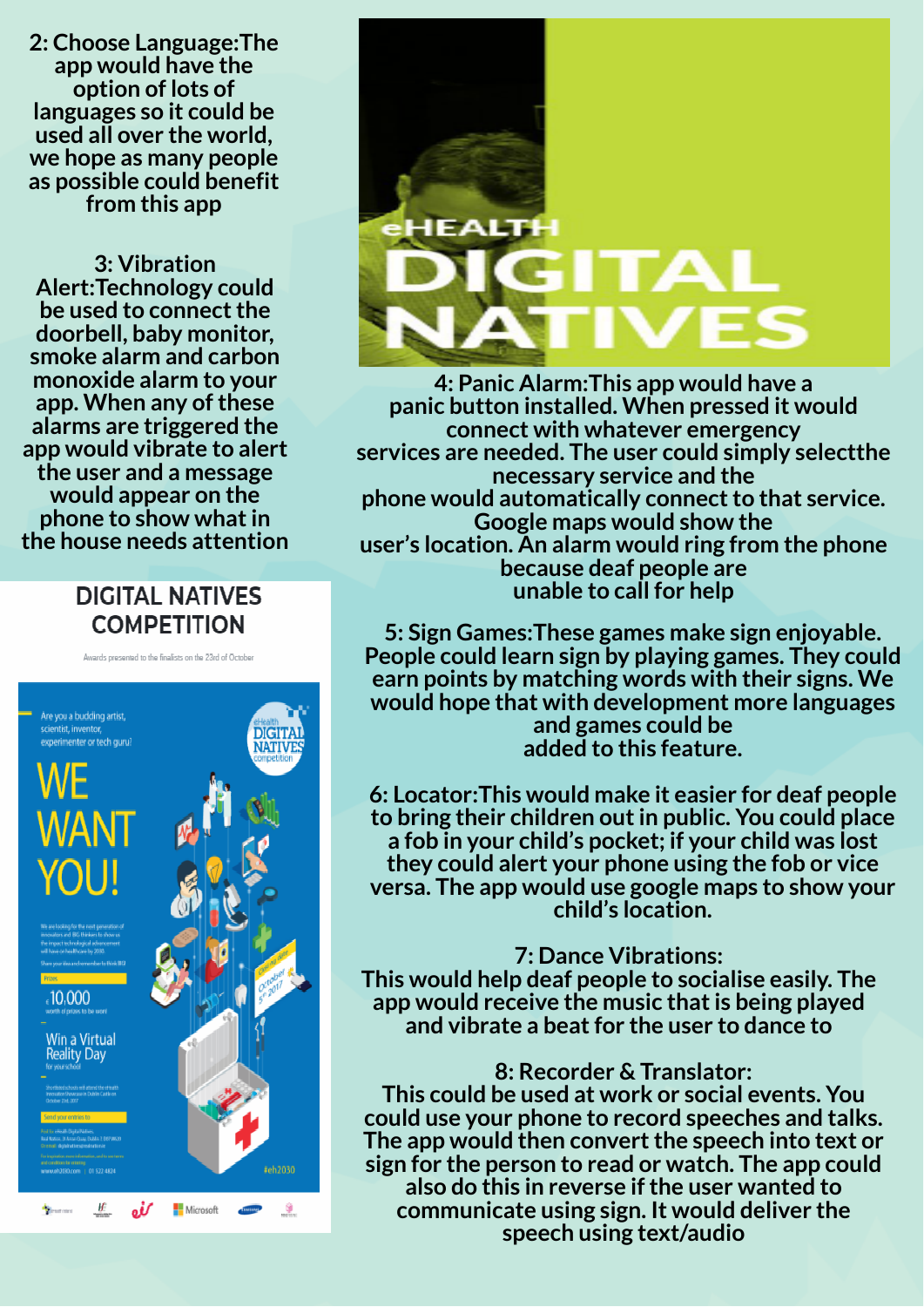**2: Choose Language:** The app would have the option of lots of languages so it could be used all over the world, we hope as many people as possible could benefit from this app

**3: Vibration Alert:** Technology could be used to connect the doorbell, baby monitor, smoke alarm and carbon monoxide alarm to your app. When any of these alarms are triggered the app would vibrate to alert the user and a message would appear on the phone to show what in the house needs attention

eHEALTH DIGITAL NATIVES

**4: Panic Alarm:** This app would have a panic button installed. When pressed it would connect with whatever emergency services are needed. The user could simply selectthe necessary service and the phone would automatically connect to that service. Google maps would show the user's location. An alarm would ring from the phone because deaf people are unable to call for help

**5: Sign Games:** These games make sign enjoyable. People could learn sign by playing games. They could earn points by matching words with their signs. We would hope that with development more languages and games could be added to this feature.

**6: Locator:** This would make it easier for deaf people to bring their children out in public. You could place a fob in your child's pocket; if your child was lost they could alert your phone using the fob or vice versa. The app would use google maps to show your child's location.

**7: Dance Vibrations:**
This would help deaf people to socialise easily. The app would receive the music that is being played and vibrate a beat for the user to dance to

**8: Recorder & Translator:**
This could be used at work or social events. You could use your phone to record speeches and talks. The app would then convert the speech into text or sign for the person to read or watch. The app could also do this in reverse if the user wanted to communicate using sign. It would deliver the speech using text/audio

## DIGITAL NATIVES COMPETITION

Awards presented to the finalists on the 23rd of October

Are you a budding artist, scientist, inventor, experimenter or tech guru?

WE WANT YOU!

Prizes

€10,000 worth of prizes to be won

Win a Virtual Reality Day for your school

Send your entries to

Closing date October 5th 2017

#eh2030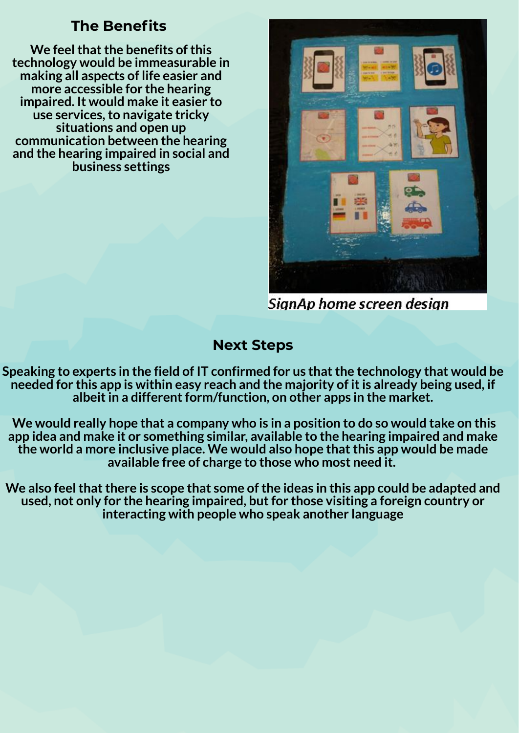## The Benefits

**We feel that the benefits of this technology would be immeasurable in making all aspects of life easier and more accessible for the hearing impaired. It would make it easier to use services, to navigate tricky situations and open up communication between the hearing and the hearing impaired in social and business settings**

*SignAp home screen design*

## Next Steps

**Speaking to experts in the field of IT confirmed for us that the technology that would be needed for this app is within easy reach and the majority of it is already being used, if albeit in a different form/function, on other apps in the market.**

**We would really hope that a company who is in a position to do so would take on this app idea and make it or something similar, available to the hearing impaired and make the world a more inclusive place. We would also hope that this app would be made available free of charge to those who most need it.**

**We also feel that there is scope that some of the ideas in this app could be adapted and used, not only for the hearing impaired, but for those visiting a foreign country or interacting with people who speak another language**